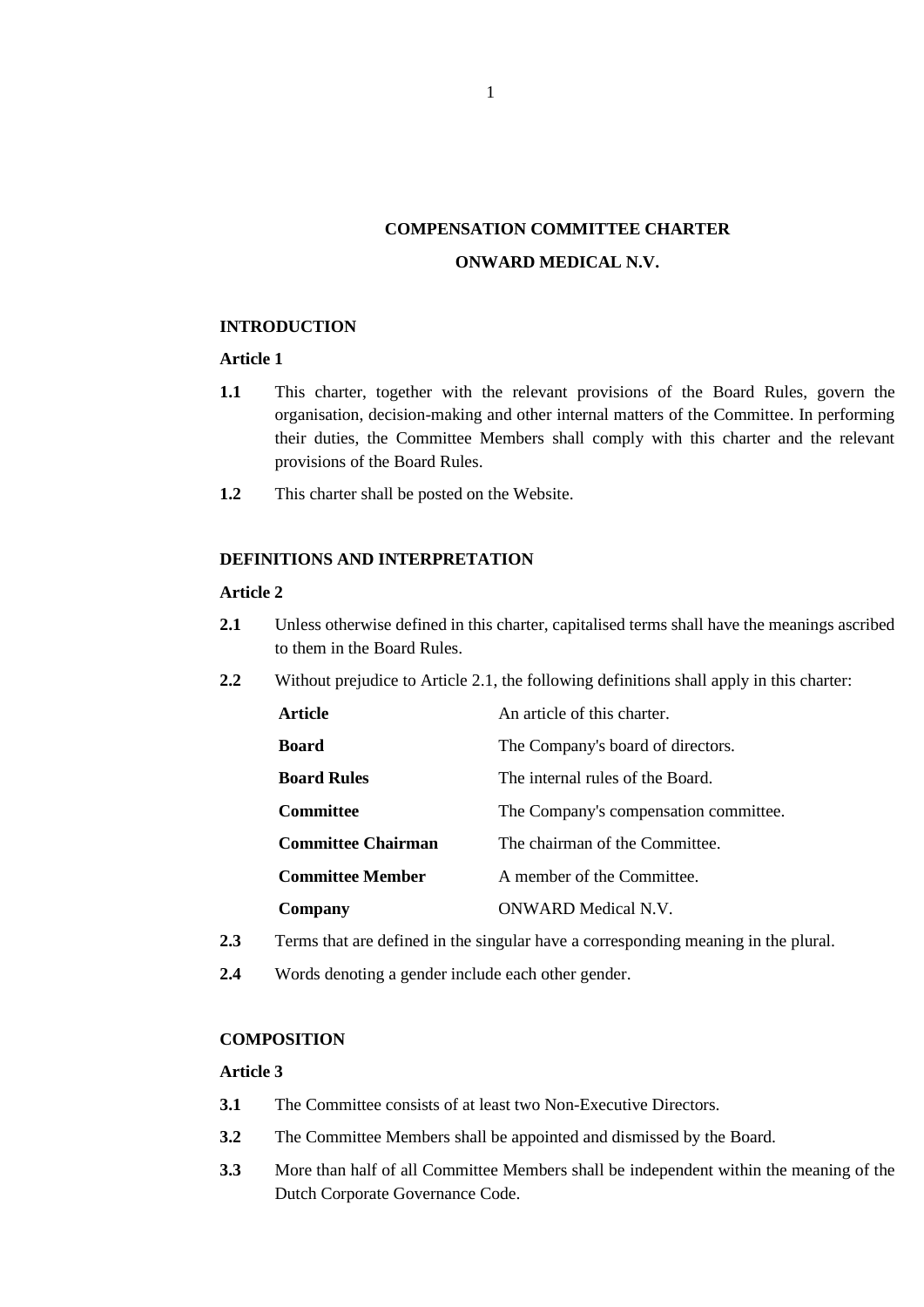# COMPENSATION COMMITTEE CHARTER

# ONWARD MEDICAL N.V.

## INTRODUCTION

### Article 1

**1.1** This charter, together with the relevant provisions of the Board Rules, govern the organisation, decision-making and other internal matters of the Committee. In performing their duties, the Committee Members shall comply with this charter and the relevant provisions of the Board Rules.

**1.2** This charter shall be posted on the Website.

## DEFINITIONS AND INTERPRETATION

### Article 2

**2.1** Unless otherwise defined in this charter, capitalised terms shall have the meanings ascribed to them in the Board Rules.

**2.2** Without prejudice to Article 2.1, the following definitions shall apply in this charter:

| | |
|---|---|
| **Article** | An article of this charter. |
| **Board** | The Company's board of directors. |
| **Board Rules** | The internal rules of the Board. |
| **Committee** | The Company's compensation committee. |
| **Committee Chairman** | The chairman of the Committee. |
| **Committee Member** | A member of the Committee. |
| **Company** | ONWARD Medical N.V. |

**2.3** Terms that are defined in the singular have a corresponding meaning in the plural.

**2.4** Words denoting a gender include each other gender.

## COMPOSITION

### Article 3

**3.1** The Committee consists of at least two Non-Executive Directors.

**3.2** The Committee Members shall be appointed and dismissed by the Board.

**3.3** More than half of all Committee Members shall be independent within the meaning of the Dutch Corporate Governance Code.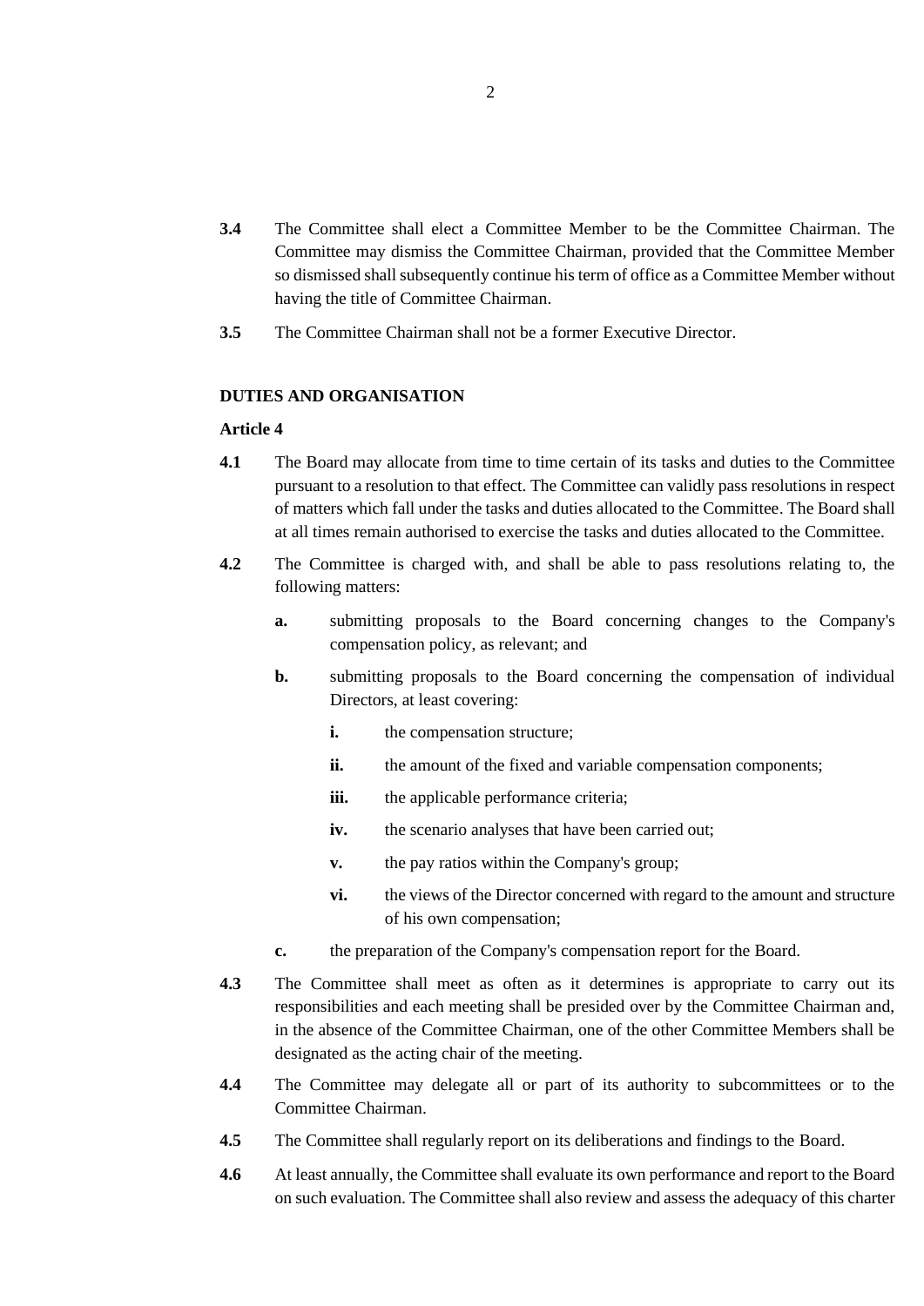**3.4** The Committee shall elect a Committee Member to be the Committee Chairman. The Committee may dismiss the Committee Chairman, provided that the Committee Member so dismissed shall subsequently continue his term of office as a Committee Member without having the title of Committee Chairman.

**3.5** The Committee Chairman shall not be a former Executive Director.

## DUTIES AND ORGANISATION

### Article 4

**4.1** The Board may allocate from time to time certain of its tasks and duties to the Committee pursuant to a resolution to that effect. The Committee can validly pass resolutions in respect of matters which fall under the tasks and duties allocated to the Committee. The Board shall at all times remain authorised to exercise the tasks and duties allocated to the Committee.

**4.2** The Committee is charged with, and shall be able to pass resolutions relating to, the following matters:

- **a.** submitting proposals to the Board concerning changes to the Company's compensation policy, as relevant; and
- **b.** submitting proposals to the Board concerning the compensation of individual Directors, at least covering:
  - **i.** the compensation structure;
  - **ii.** the amount of the fixed and variable compensation components;
  - **iii.** the applicable performance criteria;
  - **iv.** the scenario analyses that have been carried out;
  - **v.** the pay ratios within the Company's group;
  - **vi.** the views of the Director concerned with regard to the amount and structure of his own compensation;
- **c.** the preparation of the Company's compensation report for the Board.

**4.3** The Committee shall meet as often as it determines is appropriate to carry out its responsibilities and each meeting shall be presided over by the Committee Chairman and, in the absence of the Committee Chairman, one of the other Committee Members shall be designated as the acting chair of the meeting.

**4.4** The Committee may delegate all or part of its authority to subcommittees or to the Committee Chairman.

**4.5** The Committee shall regularly report on its deliberations and findings to the Board.

**4.6** At least annually, the Committee shall evaluate its own performance and report to the Board on such evaluation. The Committee shall also review and assess the adequacy of this charter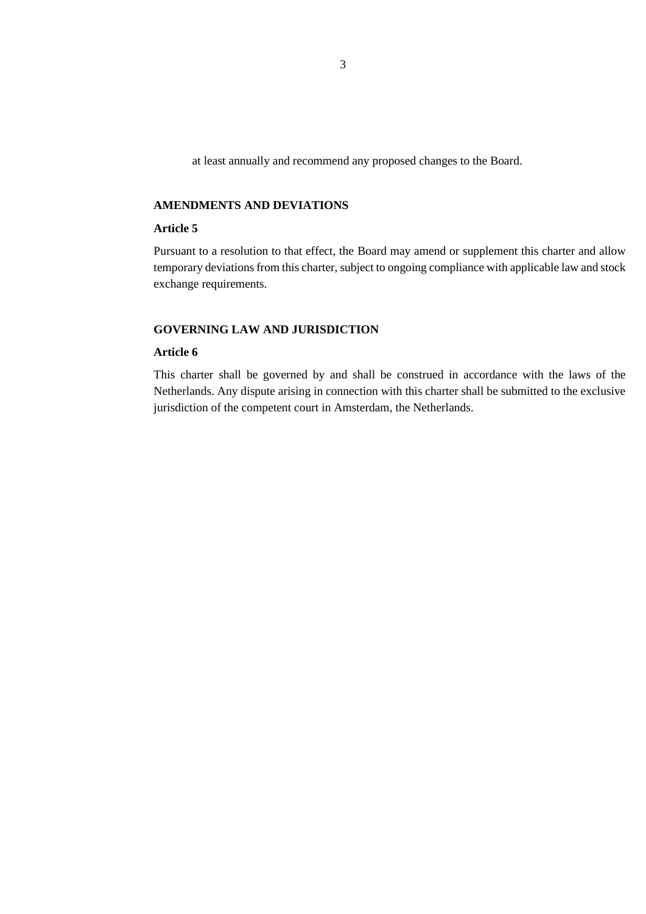at least annually and recommend any proposed changes to the Board.

**AMENDMENTS AND DEVIATIONS**

**Article 5**

Pursuant to a resolution to that effect, the Board may amend or supplement this charter and allow temporary deviations from this charter, subject to ongoing compliance with applicable law and stock exchange requirements.

**GOVERNING LAW AND JURISDICTION**

**Article 6**

This charter shall be governed by and shall be construed in accordance with the laws of the Netherlands. Any dispute arising in connection with this charter shall be submitted to the exclusive jurisdiction of the competent court in Amsterdam, the Netherlands.